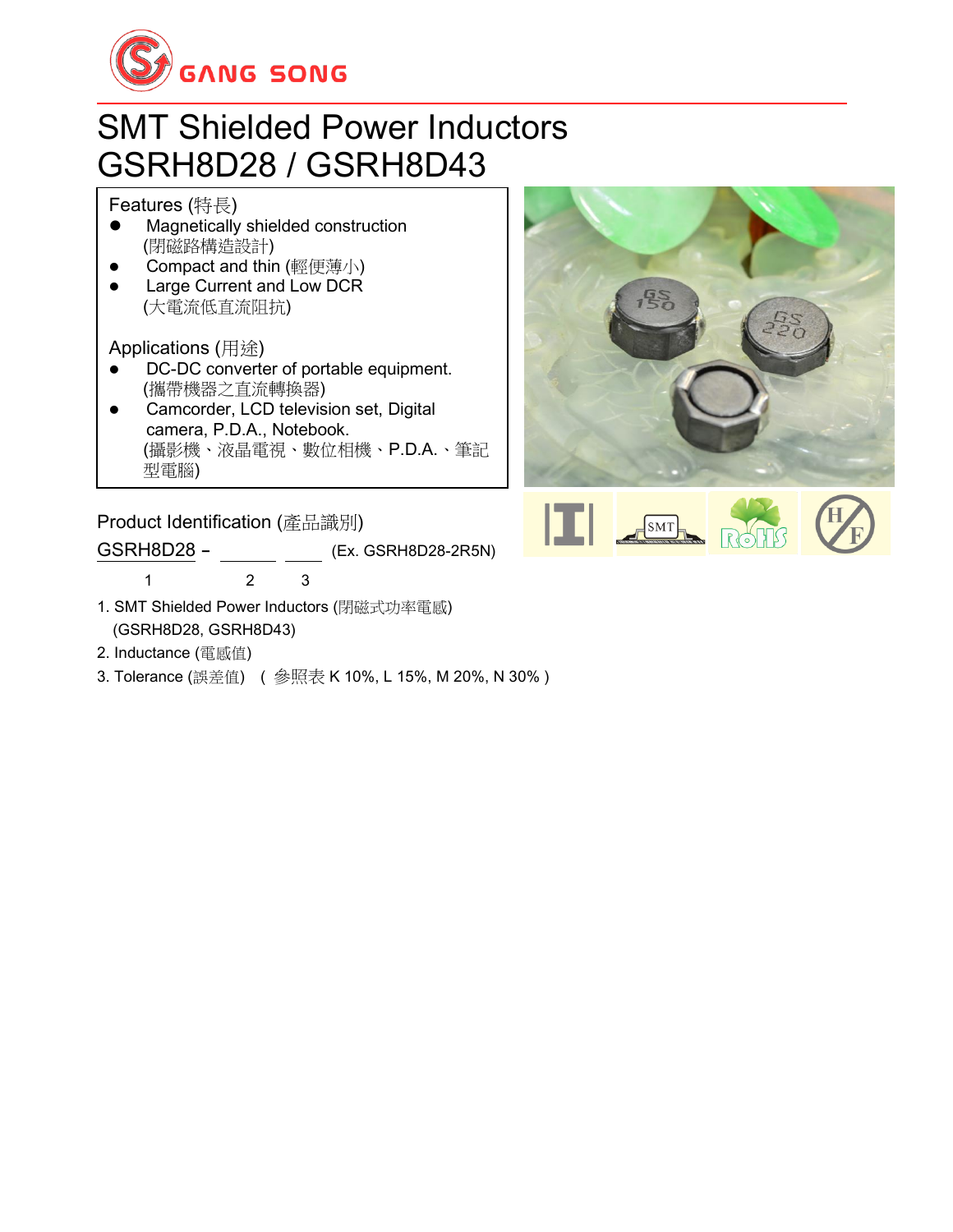GANG SONG

# SMT Shielded Power Inductors
# GSRH8D28 / GSRH8D43

**Features (特長)**

- Magnetically shielded construction
  (閉磁路構造設計)
- Compact and thin (輕便薄小)
- Large Current and Low DCR
  (大電流低直流阻抗)

**Applications (用途)**

- DC-DC converter of portable equipment.
  (攜帶機器之直流轉換器)
- Camcorder, LCD television set, Digital camera, P.D.A., Notebook.
  (攝影機、液晶電視、數位相機、P.D.A.、筆記型電腦)

## Product Identification (產品識別)

GSRH8D28 – ______ ____ (Ex. GSRH8D28-2R5N)

1 2 3

1. SMT Shielded Power Inductors (閉磁式功率電感)
   (GSRH8D28, GSRH8D43)
2. Inductance (電感值)
3. Tolerance (誤差值) ( 參照表 K 10%, L 15%, M 20%, N 30% )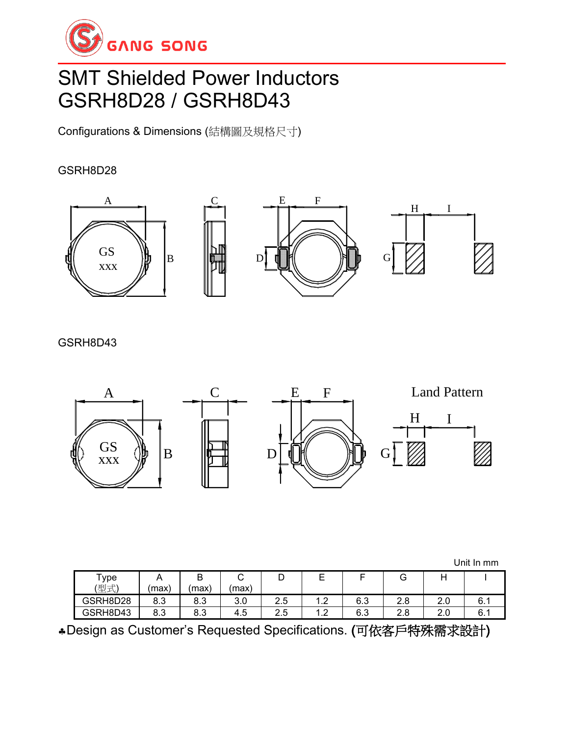GANG SONG

# SMT Shielded Power Inductors
# GSRH8D28 / GSRH8D43

Configurations & Dimensions (結構圖及規格尺寸)

GSRH8D28

GSRH8D43

Land Pattern

Unit In mm

| Type (型式) | A (max) | B (max) | C (max) | D | E | F | G | H | I |
|---|---|---|---|---|---|---|---|---|---|
| GSRH8D28 | 8.3 | 8.3 | 3.0 | 2.5 | 1.2 | 6.3 | 2.8 | 2.0 | 6.1 |
| GSRH8D43 | 8.3 | 8.3 | 4.5 | 2.5 | 1.2 | 6.3 | 2.8 | 2.0 | 6.1 |

♣Design as Customer's Requested Specifications. (可依客戶特殊需求設計)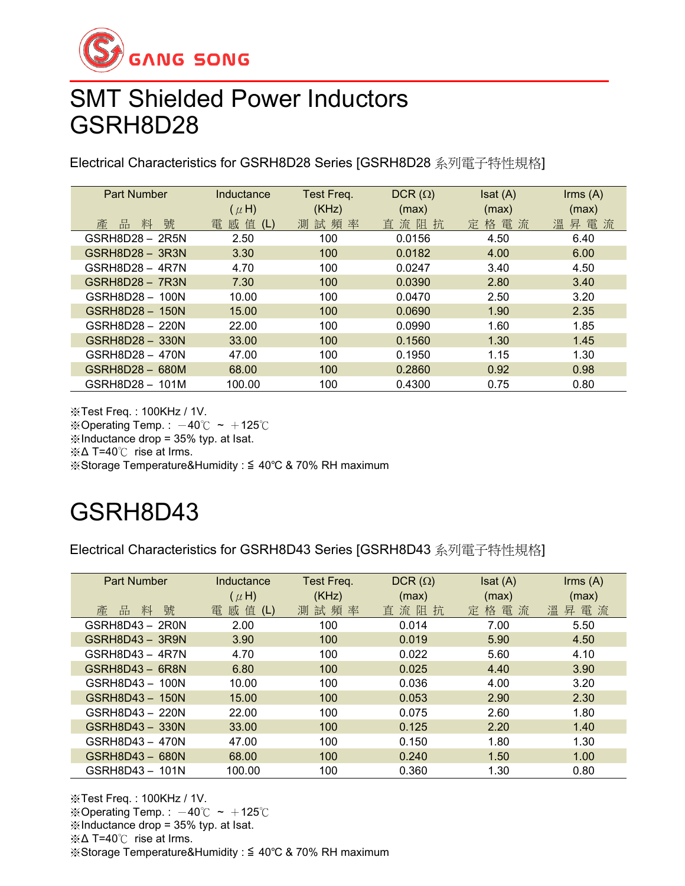GANG SONG

# SMT Shielded Power Inductors
# GSRH8D28

Electrical Characteristics for GSRH8D28 Series [GSRH8D28 系列電子特性規格]

| Part Number<br>產 品 料 號 | Inductance<br>(μH)<br>電 感 值 (L) | Test Freq.<br>(KHz)<br>測 試 頻 率 | DCR (Ω)<br>(max)<br>直 流 阻 抗 | Isat (A)<br>(max)<br>定 格 電 流 | Irms (A)<br>(max)<br>溫 昇 電 流 |
|---|---|---|---|---|---|
| GSRH8D28－ 2R5N | 2.50 | 100 | 0.0156 | 4.50 | 6.40 |
| GSRH8D28－ 3R3N | 3.30 | 100 | 0.0182 | 4.00 | 6.00 |
| GSRH8D28－ 4R7N | 4.70 | 100 | 0.0247 | 3.40 | 4.50 |
| GSRH8D28－ 7R3N | 7.30 | 100 | 0.0390 | 2.80 | 3.40 |
| GSRH8D28－ 100N | 10.00 | 100 | 0.0470 | 2.50 | 3.20 |
| GSRH8D28－ 150N | 15.00 | 100 | 0.0690 | 1.90 | 2.35 |
| GSRH8D28－ 220N | 22.00 | 100 | 0.0990 | 1.60 | 1.85 |
| GSRH8D28－ 330N | 33.00 | 100 | 0.1560 | 1.30 | 1.45 |
| GSRH8D28－ 470N | 47.00 | 100 | 0.1950 | 1.15 | 1.30 |
| GSRH8D28－ 680M | 68.00 | 100 | 0.2860 | 0.92 | 0.98 |
| GSRH8D28－ 101M | 100.00 | 100 | 0.4300 | 0.75 | 0.80 |

※Test Freq. : 100KHz / 1V.
※Operating Temp. : －40℃ ~ ＋125℃
※Inductance drop = 35% typ. at Isat.
※Δ T=40℃ rise at Irms.
※Storage Temperature&Humidity : ≦ 40℃ & 70% RH maximum

# GSRH8D43

Electrical Characteristics for GSRH8D43 Series [GSRH8D43 系列電子特性規格]

| Part Number<br>產 品 料 號 | Inductance<br>(μH)<br>電 感 值 (L) | Test Freq.<br>(KHz)<br>測 試 頻 率 | DCR (Ω)<br>(max)<br>直 流 阻 抗 | Isat (A)<br>(max)<br>定 格 電 流 | Irms (A)<br>(max)<br>溫 昇 電 流 |
|---|---|---|---|---|---|
| GSRH8D43－ 2R0N | 2.00 | 100 | 0.014 | 7.00 | 5.50 |
| GSRH8D43－ 3R9N | 3.90 | 100 | 0.019 | 5.90 | 4.50 |
| GSRH8D43－ 4R7N | 4.70 | 100 | 0.022 | 5.60 | 4.10 |
| GSRH8D43－ 6R8N | 6.80 | 100 | 0.025 | 4.40 | 3.90 |
| GSRH8D43－ 100N | 10.00 | 100 | 0.036 | 4.00 | 3.20 |
| GSRH8D43－ 150N | 15.00 | 100 | 0.053 | 2.90 | 2.30 |
| GSRH8D43－ 220N | 22.00 | 100 | 0.075 | 2.60 | 1.80 |
| GSRH8D43－ 330N | 33.00 | 100 | 0.125 | 2.20 | 1.40 |
| GSRH8D43－ 470N | 47.00 | 100 | 0.150 | 1.80 | 1.30 |
| GSRH8D43－ 680N | 68.00 | 100 | 0.240 | 1.50 | 1.00 |
| GSRH8D43－ 101N | 100.00 | 100 | 0.360 | 1.30 | 0.80 |

※Test Freq. : 100KHz / 1V.
※Operating Temp. : －40℃ ~ ＋125℃
※Inductance drop = 35% typ. at Isat.
※Δ T=40℃ rise at Irms.
※Storage Temperature&Humidity : ≦ 40℃ & 70% RH maximum